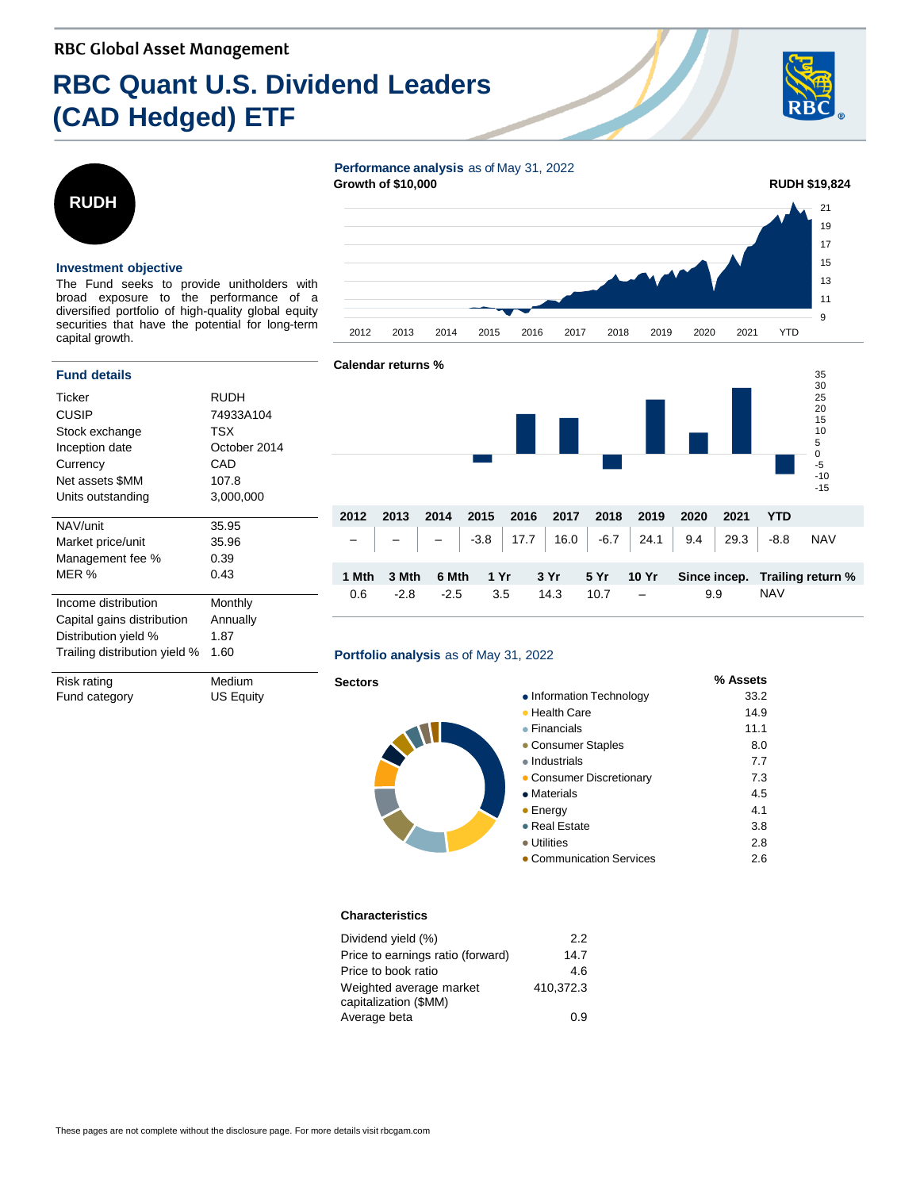RBC Global Asset Management

# RBC Quant U.S. Dividend Leaders (CAD Hedged) ETF

**RUDH**

### Investment objective

The Fund seeks to provide unitholders with broad exposure to the performance of a diversified portfolio of high-quality global equity securities that have the potential for long-term capital growth.

### Fund details

| | |
|---|---|
| Ticker | RUDH |
| CUSIP | 74933A104 |
| Stock exchange | TSX |
| Inception date | October 2014 |
| Currency | CAD |
| Net assets $MM | 107.8 |
| Units outstanding | 3,000,000 |
| NAV/unit | 35.95 |
| Market price/unit | 35.96 |
| Management fee % | 0.39 |
| MER % | 0.43 |
| Income distribution | Monthly |
| Capital gains distribution | Annually |
| Distribution yield % | 1.87 |
| Trailing distribution yield % | 1.60 |
| Risk rating | Medium |
| Fund category | US Equity |

### Performance analysis as of May 31, 2022

**Growth of $10,000**

**RUDH $19,824**

**Calendar returns %**

| 2012 | 2013 | 2014 | 2015 | 2016 | 2017 | 2018 | 2019 | 2020 | 2021 | YTD | |
|---|---|---|---|---|---|---|---|---|---|---|---|
| – | – | – | -3.8 | 17.7 | 16.0 | -6.7 | 24.1 | 9.4 | 29.3 | -8.8 | NAV |

| 1 Mth | 3 Mth | 6 Mth | 1 Yr | 3 Yr | 5 Yr | 10 Yr | Since incep. | Trailing return % |
|---|---|---|---|---|---|---|---|---|
| 0.6 | -2.8 | -2.5 | 3.5 | 14.3 | 10.7 | – | 9.9 | NAV |

### Portfolio analysis as of May 31, 2022

**Sectors**

| Sector | % Assets |
|---|---|
| Information Technology | 33.2 |
| Health Care | 14.9 |
| Financials | 11.1 |
| Consumer Staples | 8.0 |
| Industrials | 7.7 |
| Consumer Discretionary | 7.3 |
| Materials | 4.5 |
| Energy | 4.1 |
| Real Estate | 3.8 |
| Utilities | 2.8 |
| Communication Services | 2.6 |

**Characteristics**

| | |
|---|---|
| Dividend yield (%) | 2.2 |
| Price to earnings ratio (forward) | 14.7 |
| Price to book ratio | 4.6 |
| Weighted average market capitalization ($MM) | 410,372.3 |
| Average beta | 0.9 |

These pages are not complete without the disclosure page. For more details visit rbcgam.com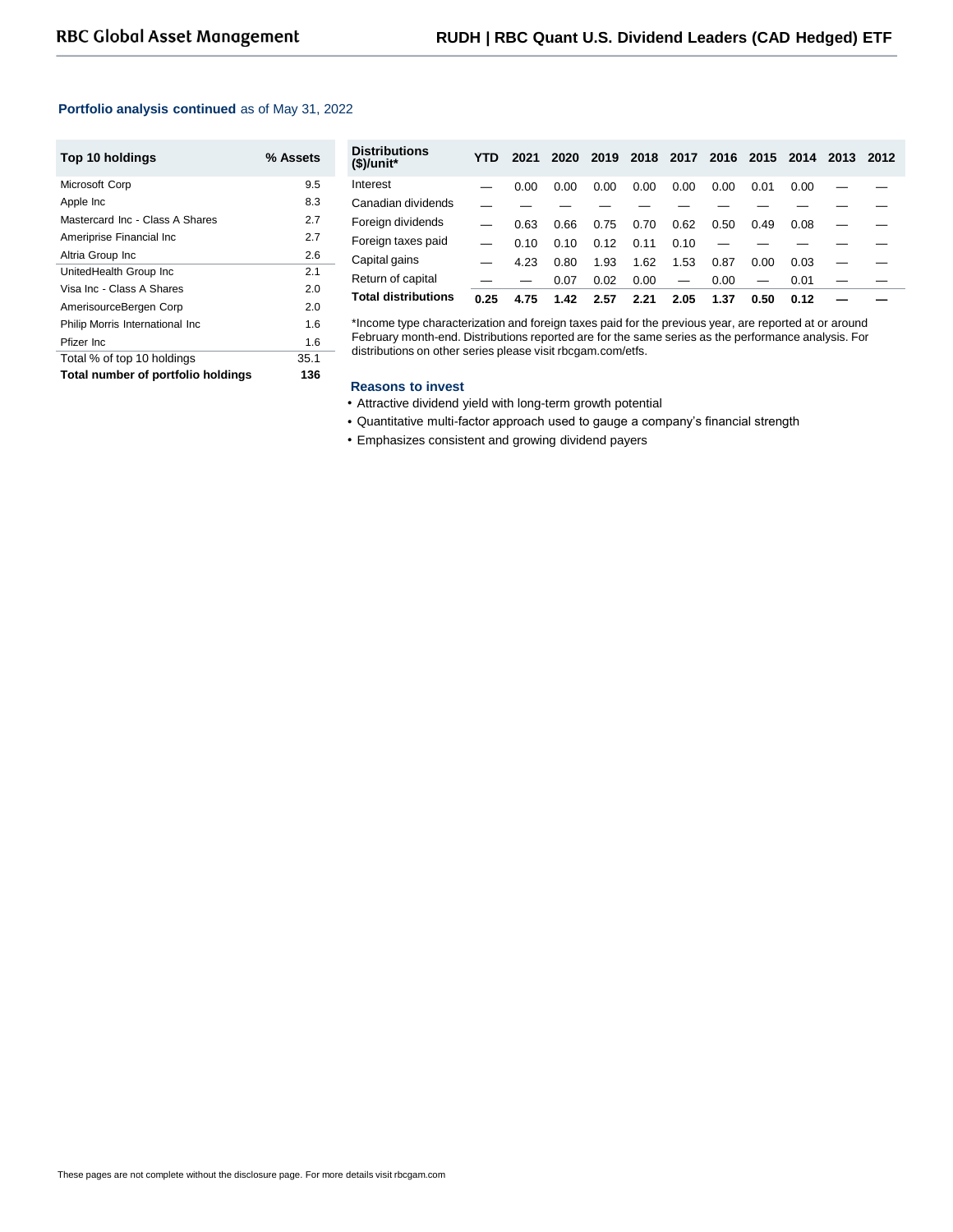**Portfolio analysis continued** as of May 31, 2022

| Top 10 holdings | % Assets |
|---|---|
| Microsoft Corp | 9.5 |
| Apple Inc | 8.3 |
| Mastercard Inc - Class A Shares | 2.7 |
| Ameriprise Financial Inc | 2.7 |
| Altria Group Inc | 2.6 |
| UnitedHealth Group Inc | 2.1 |
| Visa Inc - Class A Shares | 2.0 |
| AmerisourceBergen Corp | 2.0 |
| Philip Morris International Inc | 1.6 |
| Pfizer Inc | 1.6 |
| Total % of top 10 holdings | 35.1 |
| **Total number of portfolio holdings** | **136** |

| Distributions ($)/unit* | YTD | 2021 | 2020 | 2019 | 2018 | 2017 | 2016 | 2015 | 2014 | 2013 | 2012 |
|---|---|---|---|---|---|---|---|---|---|---|---|
| Interest | — | 0.00 | 0.00 | 0.00 | 0.00 | 0.00 | 0.00 | 0.01 | 0.00 | — | — |
| Canadian dividends | — | — | — | — | — | — | — | — | — | — | — |
| Foreign dividends | — | 0.63 | 0.66 | 0.75 | 0.70 | 0.62 | 0.50 | 0.49 | 0.08 | — | — |
| Foreign taxes paid | — | 0.10 | 0.10 | 0.12 | 0.11 | 0.10 | — | — | — | — | — |
| Capital gains | — | 4.23 | 0.80 | 1.93 | 1.62 | 1.53 | 0.87 | 0.00 | 0.03 | — | — |
| Return of capital | — | — | 0.07 | 0.02 | 0.00 | — | 0.00 | — | 0.01 | — | — |
| **Total distributions** | **0.25** | **4.75** | **1.42** | **2.57** | **2.21** | **2.05** | **1.37** | **0.50** | **0.12** | **—** | **—** |

*Income type characterization and foreign taxes paid for the previous year, are reported at or around February month-end. Distributions reported are for the same series as the performance analysis. For distributions on other series please visit rbcgam.com/etfs.

### Reasons to invest

- Attractive dividend yield with long-term growth potential
- Quantitative multi-factor approach used to gauge a company's financial strength
- Emphasizes consistent and growing dividend payers

These pages are not complete without the disclosure page. For more details visit rbcgam.com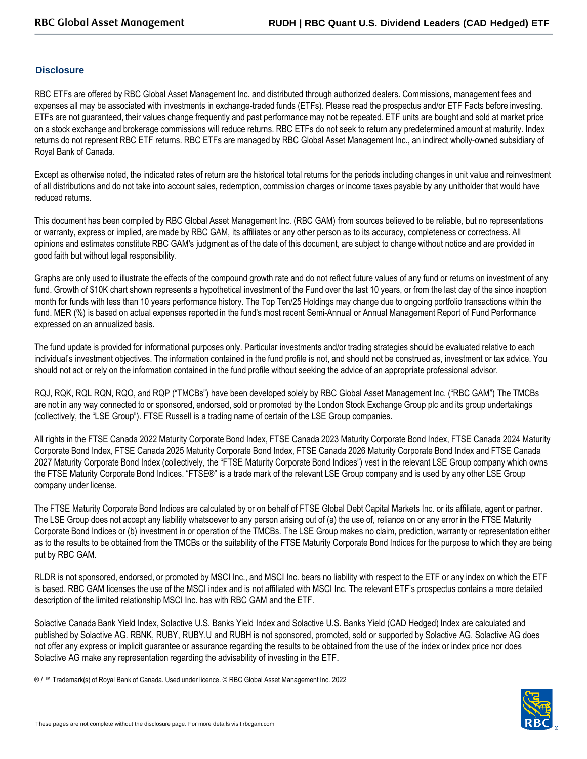## Disclosure

RBC ETFs are offered by RBC Global Asset Management Inc. and distributed through authorized dealers. Commissions, management fees and expenses all may be associated with investments in exchange-traded funds (ETFs). Please read the prospectus and/or ETF Facts before investing. ETFs are not guaranteed, their values change frequently and past performance may not be repeated. ETF units are bought and sold at market price on a stock exchange and brokerage commissions will reduce returns. RBC ETFs do not seek to return any predetermined amount at maturity. Index returns do not represent RBC ETF returns. RBC ETFs are managed by RBC Global Asset Management Inc., an indirect wholly-owned subsidiary of Royal Bank of Canada.

Except as otherwise noted, the indicated rates of return are the historical total returns for the periods including changes in unit value and reinvestment of all distributions and do not take into account sales, redemption, commission charges or income taxes payable by any unitholder that would have reduced returns.

This document has been compiled by RBC Global Asset Management Inc. (RBC GAM) from sources believed to be reliable, but no representations or warranty, express or implied, are made by RBC GAM, its affiliates or any other person as to its accuracy, completeness or correctness. All opinions and estimates constitute RBC GAM's judgment as of the date of this document, are subject to change without notice and are provided in good faith but without legal responsibility.

Graphs are only used to illustrate the effects of the compound growth rate and do not reflect future values of any fund or returns on investment of any fund. Growth of $10K chart shown represents a hypothetical investment of the Fund over the last 10 years, or from the last day of the since inception month for funds with less than 10 years performance history. The Top Ten/25 Holdings may change due to ongoing portfolio transactions within the fund. MER (%) is based on actual expenses reported in the fund's most recent Semi-Annual or Annual Management Report of Fund Performance expressed on an annualized basis.

The fund update is provided for informational purposes only. Particular investments and/or trading strategies should be evaluated relative to each individual's investment objectives. The information contained in the fund profile is not, and should not be construed as, investment or tax advice. You should not act or rely on the information contained in the fund profile without seeking the advice of an appropriate professional advisor.

RQJ, RQK, RQL RQN, RQO, and RQP ("TMCBs") have been developed solely by RBC Global Asset Management Inc. ("RBC GAM") The TMCBs are not in any way connected to or sponsored, endorsed, sold or promoted by the London Stock Exchange Group plc and its group undertakings (collectively, the "LSE Group"). FTSE Russell is a trading name of certain of the LSE Group companies.

All rights in the FTSE Canada 2022 Maturity Corporate Bond Index, FTSE Canada 2023 Maturity Corporate Bond Index, FTSE Canada 2024 Maturity Corporate Bond Index, FTSE Canada 2025 Maturity Corporate Bond Index, FTSE Canada 2026 Maturity Corporate Bond Index and FTSE Canada 2027 Maturity Corporate Bond Index (collectively, the "FTSE Maturity Corporate Bond Indices") vest in the relevant LSE Group company which owns the FTSE Maturity Corporate Bond Indices. "FTSE®" is a trade mark of the relevant LSE Group company and is used by any other LSE Group company under license.

The FTSE Maturity Corporate Bond Indices are calculated by or on behalf of FTSE Global Debt Capital Markets Inc. or its affiliate, agent or partner. The LSE Group does not accept any liability whatsoever to any person arising out of (a) the use of, reliance on or any error in the FTSE Maturity Corporate Bond Indices or (b) investment in or operation of the TMCBs. The LSE Group makes no claim, prediction, warranty or representation either as to the results to be obtained from the TMCBs or the suitability of the FTSE Maturity Corporate Bond Indices for the purpose to which they are being put by RBC GAM.

RLDR is not sponsored, endorsed, or promoted by MSCI Inc., and MSCI Inc. bears no liability with respect to the ETF or any index on which the ETF is based. RBC GAM licenses the use of the MSCI index and is not affiliated with MSCI Inc. The relevant ETF's prospectus contains a more detailed description of the limited relationship MSCI Inc. has with RBC GAM and the ETF.

Solactive Canada Bank Yield Index, Solactive U.S. Banks Yield Index and Solactive U.S. Banks Yield (CAD Hedged) Index are calculated and published by Solactive AG. RBNK, RUBY, RUBY.U and RUBH is not sponsored, promoted, sold or supported by Solactive AG. Solactive AG does not offer any express or implicit guarantee or assurance regarding the results to be obtained from the use of the index or index price nor does Solactive AG make any representation regarding the advisability of investing in the ETF.

® / ™ Trademark(s) of Royal Bank of Canada. Used under licence. © RBC Global Asset Management Inc. 2022

These pages are not complete without the disclosure page. For more details visit rbcgam.com